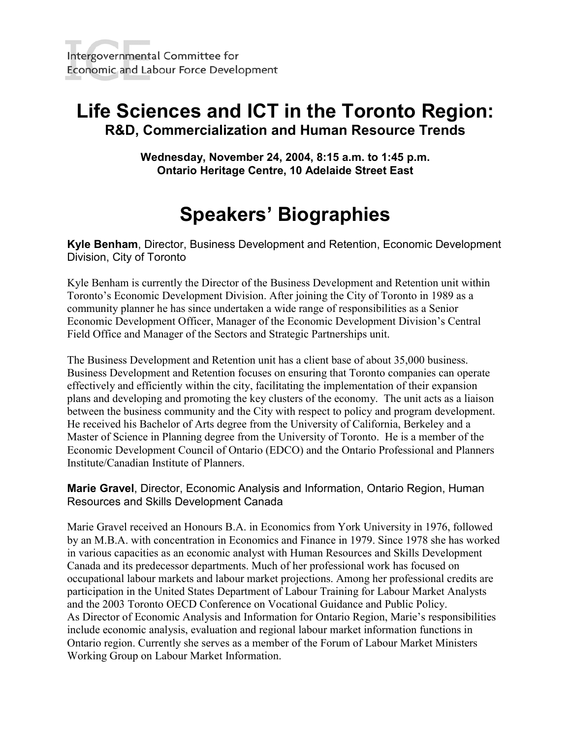Intergovernmental Committee for
Economic and Labour Force Development

# Life Sciences and ICT in the Toronto Region:
## R&D, Commercialization and Human Resource Trends

**Wednesday, November 24, 2004, 8:15 a.m. to 1:45 p.m.**
**Ontario Heritage Centre, 10 Adelaide Street East**

# Speakers' Biographies

**Kyle Benham**, Director, Business Development and Retention, Economic Development Division, City of Toronto

Kyle Benham is currently the Director of the Business Development and Retention unit within Toronto's Economic Development Division. After joining the City of Toronto in 1989 as a community planner he has since undertaken a wide range of responsibilities as a Senior Economic Development Officer, Manager of the Economic Development Division's Central Field Office and Manager of the Sectors and Strategic Partnerships unit.

The Business Development and Retention unit has a client base of about 35,000 business. Business Development and Retention focuses on ensuring that Toronto companies can operate effectively and efficiently within the city, facilitating the implementation of their expansion plans and developing and promoting the key clusters of the economy. The unit acts as a liaison between the business community and the City with respect to policy and program development. He received his Bachelor of Arts degree from the University of California, Berkeley and a Master of Science in Planning degree from the University of Toronto. He is a member of the Economic Development Council of Ontario (EDCO) and the Ontario Professional and Planners Institute/Canadian Institute of Planners.

**Marie Gravel**, Director, Economic Analysis and Information, Ontario Region, Human Resources and Skills Development Canada

Marie Gravel received an Honours B.A. in Economics from York University in 1976, followed by an M.B.A. with concentration in Economics and Finance in 1979. Since 1978 she has worked in various capacities as an economic analyst with Human Resources and Skills Development Canada and its predecessor departments. Much of her professional work has focused on occupational labour markets and labour market projections. Among her professional credits are participation in the United States Department of Labour Training for Labour Market Analysts and the 2003 Toronto OECD Conference on Vocational Guidance and Public Policy.
As Director of Economic Analysis and Information for Ontario Region, Marie's responsibilities include economic analysis, evaluation and regional labour market information functions in Ontario region. Currently she serves as a member of the Forum of Labour Market Ministers Working Group on Labour Market Information.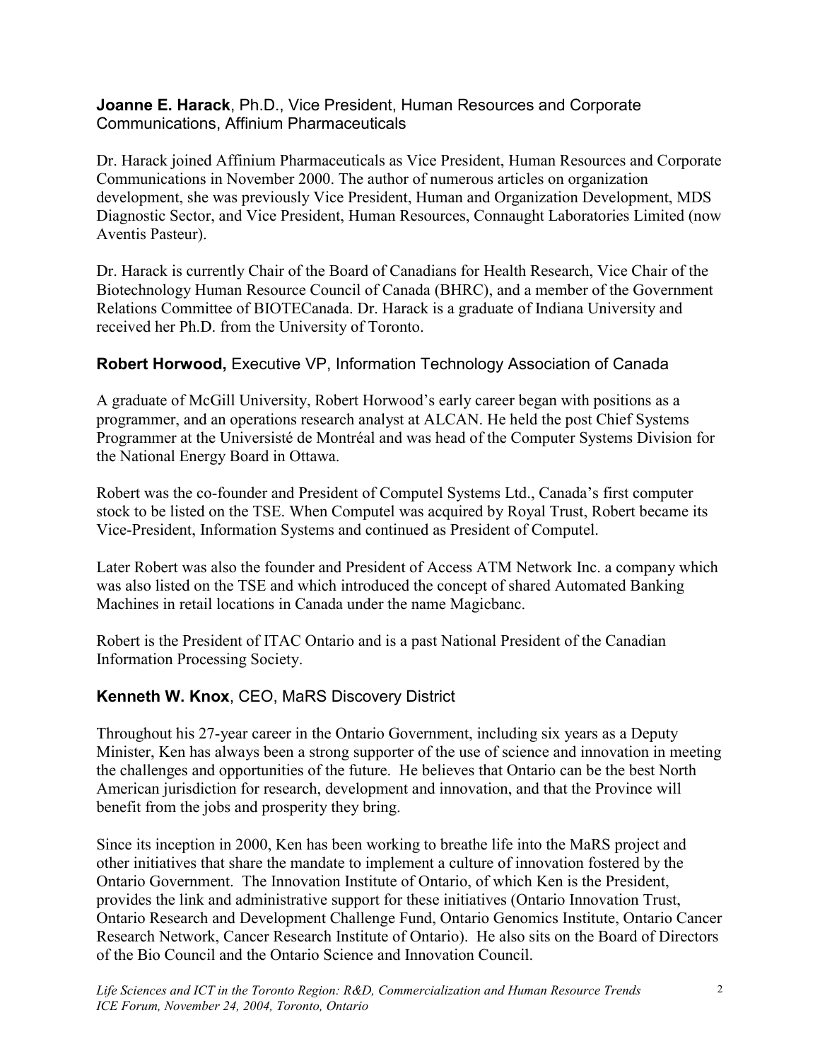**Joanne E. Harack**, Ph.D., Vice President, Human Resources and Corporate Communications, Affinium Pharmaceuticals

Dr. Harack joined Affinium Pharmaceuticals as Vice President, Human Resources and Corporate Communications in November 2000. The author of numerous articles on organization development, she was previously Vice President, Human and Organization Development, MDS Diagnostic Sector, and Vice President, Human Resources, Connaught Laboratories Limited (now Aventis Pasteur).

Dr. Harack is currently Chair of the Board of Canadians for Health Research, Vice Chair of the Biotechnology Human Resource Council of Canada (BHRC), and a member of the Government Relations Committee of BIOTECanada. Dr. Harack is a graduate of Indiana University and received her Ph.D. from the University of Toronto.

**Robert Horwood,** Executive VP, Information Technology Association of Canada

A graduate of McGill University, Robert Horwood's early career began with positions as a programmer, and an operations research analyst at ALCAN. He held the post Chief Systems Programmer at the Universisté de Montréal and was head of the Computer Systems Division for the National Energy Board in Ottawa.

Robert was the co-founder and President of Computel Systems Ltd., Canada's first computer stock to be listed on the TSE. When Computel was acquired by Royal Trust, Robert became its Vice-President, Information Systems and continued as President of Computel.

Later Robert was also the founder and President of Access ATM Network Inc. a company which was also listed on the TSE and which introduced the concept of shared Automated Banking Machines in retail locations in Canada under the name Magicbanc.

Robert is the President of ITAC Ontario and is a past National President of the Canadian Information Processing Society.

**Kenneth W. Knox**, CEO, MaRS Discovery District

Throughout his 27-year career in the Ontario Government, including six years as a Deputy Minister, Ken has always been a strong supporter of the use of science and innovation in meeting the challenges and opportunities of the future. He believes that Ontario can be the best North American jurisdiction for research, development and innovation, and that the Province will benefit from the jobs and prosperity they bring.

Since its inception in 2000, Ken has been working to breathe life into the MaRS project and other initiatives that share the mandate to implement a culture of innovation fostered by the Ontario Government. The Innovation Institute of Ontario, of which Ken is the President, provides the link and administrative support for these initiatives (Ontario Innovation Trust, Ontario Research and Development Challenge Fund, Ontario Genomics Institute, Ontario Cancer Research Network, Cancer Research Institute of Ontario). He also sits on the Board of Directors of the Bio Council and the Ontario Science and Innovation Council.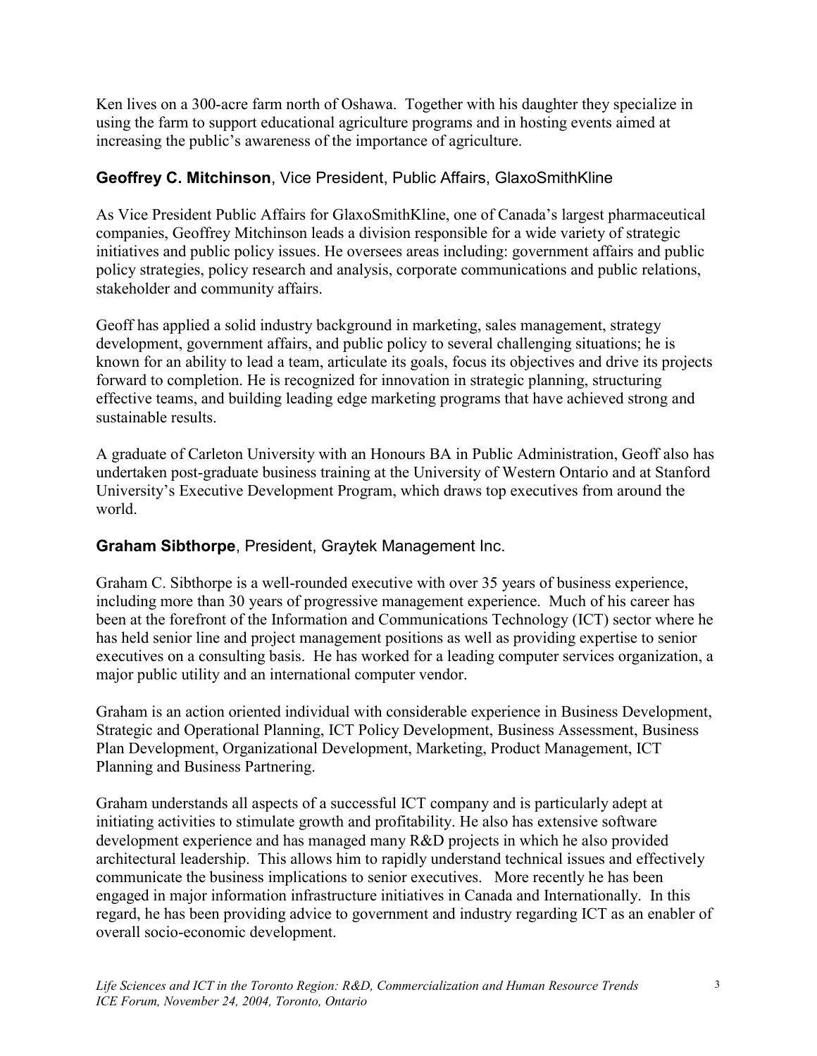Ken lives on a 300-acre farm north of Oshawa. Together with his daughter they specialize in using the farm to support educational agriculture programs and in hosting events aimed at increasing the public's awareness of the importance of agriculture.

### **Geoffrey C. Mitchinson**, Vice President, Public Affairs, GlaxoSmithKline

As Vice President Public Affairs for GlaxoSmithKline, one of Canada's largest pharmaceutical companies, Geoffrey Mitchinson leads a division responsible for a wide variety of strategic initiatives and public policy issues. He oversees areas including: government affairs and public policy strategies, policy research and analysis, corporate communications and public relations, stakeholder and community affairs.

Geoff has applied a solid industry background in marketing, sales management, strategy development, government affairs, and public policy to several challenging situations; he is known for an ability to lead a team, articulate its goals, focus its objectives and drive its projects forward to completion. He is recognized for innovation in strategic planning, structuring effective teams, and building leading edge marketing programs that have achieved strong and sustainable results.

A graduate of Carleton University with an Honours BA in Public Administration, Geoff also has undertaken post-graduate business training at the University of Western Ontario and at Stanford University's Executive Development Program, which draws top executives from around the world.

### **Graham Sibthorpe**, President, Graytek Management Inc.

Graham C. Sibthorpe is a well-rounded executive with over 35 years of business experience, including more than 30 years of progressive management experience. Much of his career has been at the forefront of the Information and Communications Technology (ICT) sector where he has held senior line and project management positions as well as providing expertise to senior executives on a consulting basis. He has worked for a leading computer services organization, a major public utility and an international computer vendor.

Graham is an action oriented individual with considerable experience in Business Development, Strategic and Operational Planning, ICT Policy Development, Business Assessment, Business Plan Development, Organizational Development, Marketing, Product Management, ICT Planning and Business Partnering.

Graham understands all aspects of a successful ICT company and is particularly adept at initiating activities to stimulate growth and profitability. He also has extensive software development experience and has managed many R&D projects in which he also provided architectural leadership. This allows him to rapidly understand technical issues and effectively communicate the business implications to senior executives. More recently he has been engaged in major information infrastructure initiatives in Canada and Internationally. In this regard, he has been providing advice to government and industry regarding ICT as an enabler of overall socio-economic development.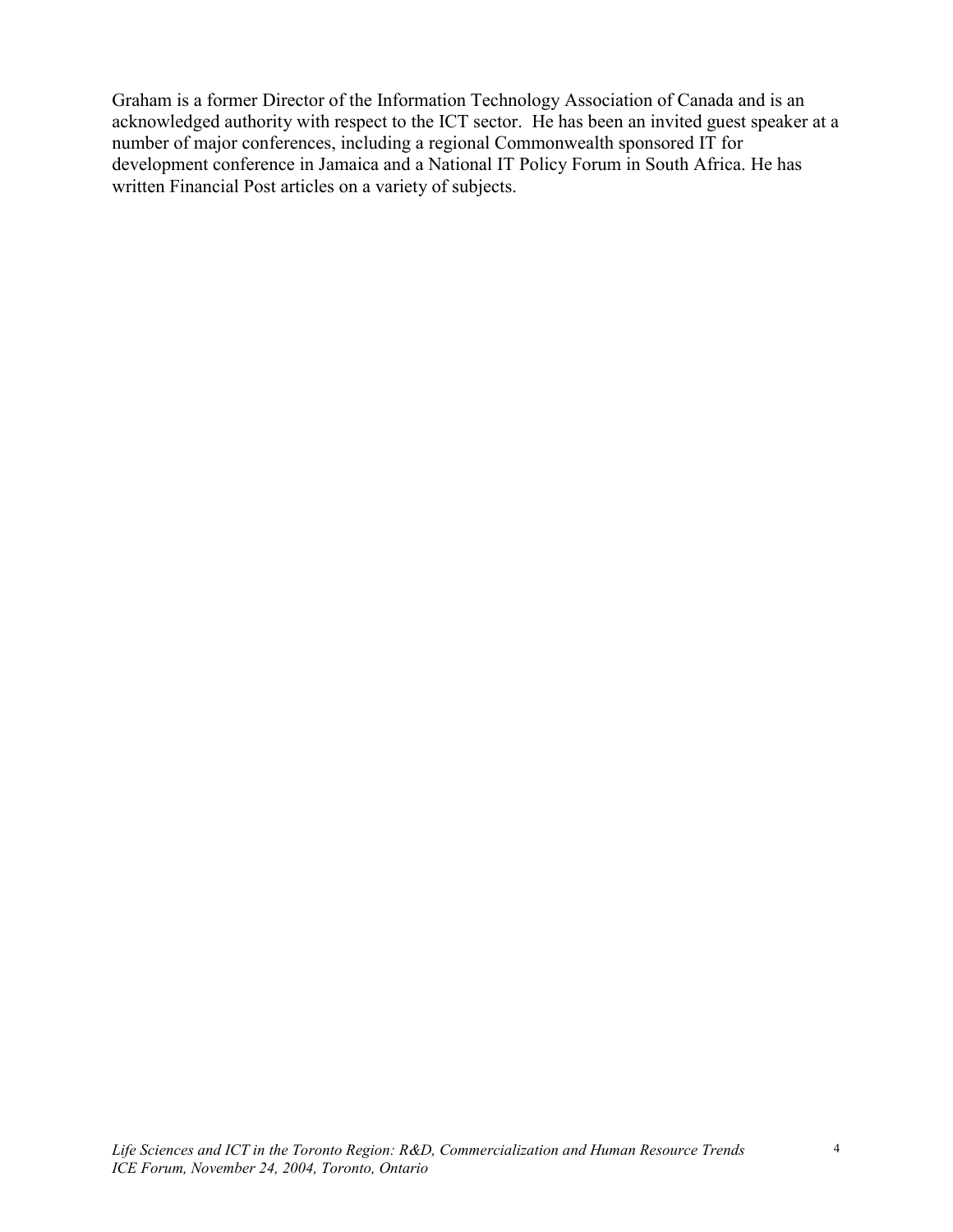Graham is a former Director of the Information Technology Association of Canada and is an acknowledged authority with respect to the ICT sector. He has been an invited guest speaker at a number of major conferences, including a regional Commonwealth sponsored IT for development conference in Jamaica and a National IT Policy Forum in South Africa. He has written Financial Post articles on a variety of subjects.